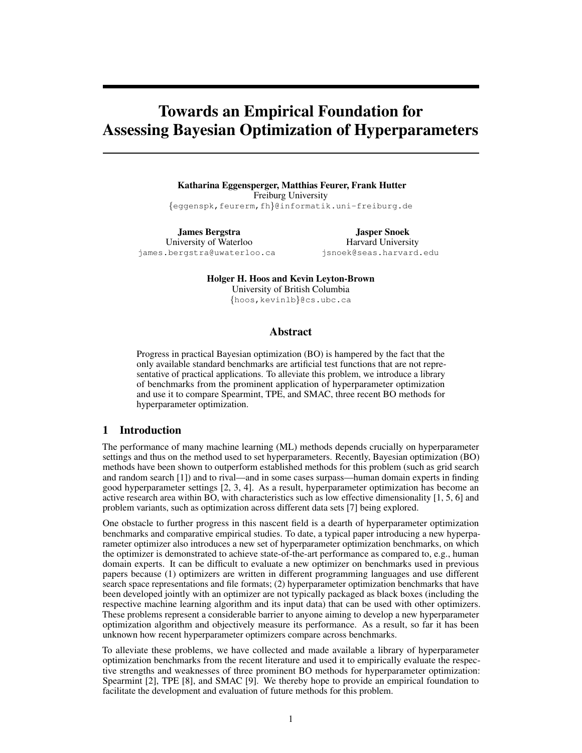# Towards an Empirical Foundation for Assessing Bayesian Optimization of Hyperparameters

**Katharina Eggensperger, Matthias Feurer, Frank Hutter**
Freiburg University
{eggenspk,feurerm,fh}@informatik.uni-freiburg.de

**James Bergstra**
University of Waterloo
james.bergstra@uwaterloo.ca

**Jasper Snoek**
Harvard University
jsnoek@seas.harvard.edu

**Holger H. Hoos and Kevin Leyton-Brown**
University of British Columbia
{hoos,kevinlb}@cs.ubc.ca

## Abstract

Progress in practical Bayesian optimization (BO) is hampered by the fact that the only available standard benchmarks are artificial test functions that are not representative of practical applications. To alleviate this problem, we introduce a library of benchmarks from the prominent application of hyperparameter optimization and use it to compare Spearmint, TPE, and SMAC, three recent BO methods for hyperparameter optimization.

## 1 Introduction

The performance of many machine learning (ML) methods depends crucially on hyperparameter settings and thus on the method used to set hyperparameters. Recently, Bayesian optimization (BO) methods have been shown to outperform established methods for this problem (such as grid search and random search [1]) and to rival—and in some cases surpass—human domain experts in finding good hyperparameter settings [2, 3, 4]. As a result, hyperparameter optimization has become an active research area within BO, with characteristics such as low effective dimensionality [1, 5, 6] and problem variants, such as optimization across different data sets [7] being explored.

One obstacle to further progress in this nascent field is a dearth of hyperparameter optimization benchmarks and comparative empirical studies. To date, a typical paper introducing a new hyperparameter optimizer also introduces a new set of hyperparameter optimization benchmarks, on which the optimizer is demonstrated to achieve state-of-the-art performance as compared to, e.g., human domain experts. It can be difficult to evaluate a new optimizer on benchmarks used in previous papers because (1) optimizers are written in different programming languages and use different search space representations and file formats; (2) hyperparameter optimization benchmarks that have been developed jointly with an optimizer are not typically packaged as black boxes (including the respective machine learning algorithm and its input data) that can be used with other optimizers. These problems represent a considerable barrier to anyone aiming to develop a new hyperparameter optimization algorithm and objectively measure its performance. As a result, so far it has been unknown how recent hyperparameter optimizers compare across benchmarks.

To alleviate these problems, we have collected and made available a library of hyperparameter optimization benchmarks from the recent literature and used it to empirically evaluate the respective strengths and weaknesses of three prominent BO methods for hyperparameter optimization: Spearmint [2], TPE [8], and SMAC [9]. We thereby hope to provide an empirical foundation to facilitate the development and evaluation of future methods for this problem.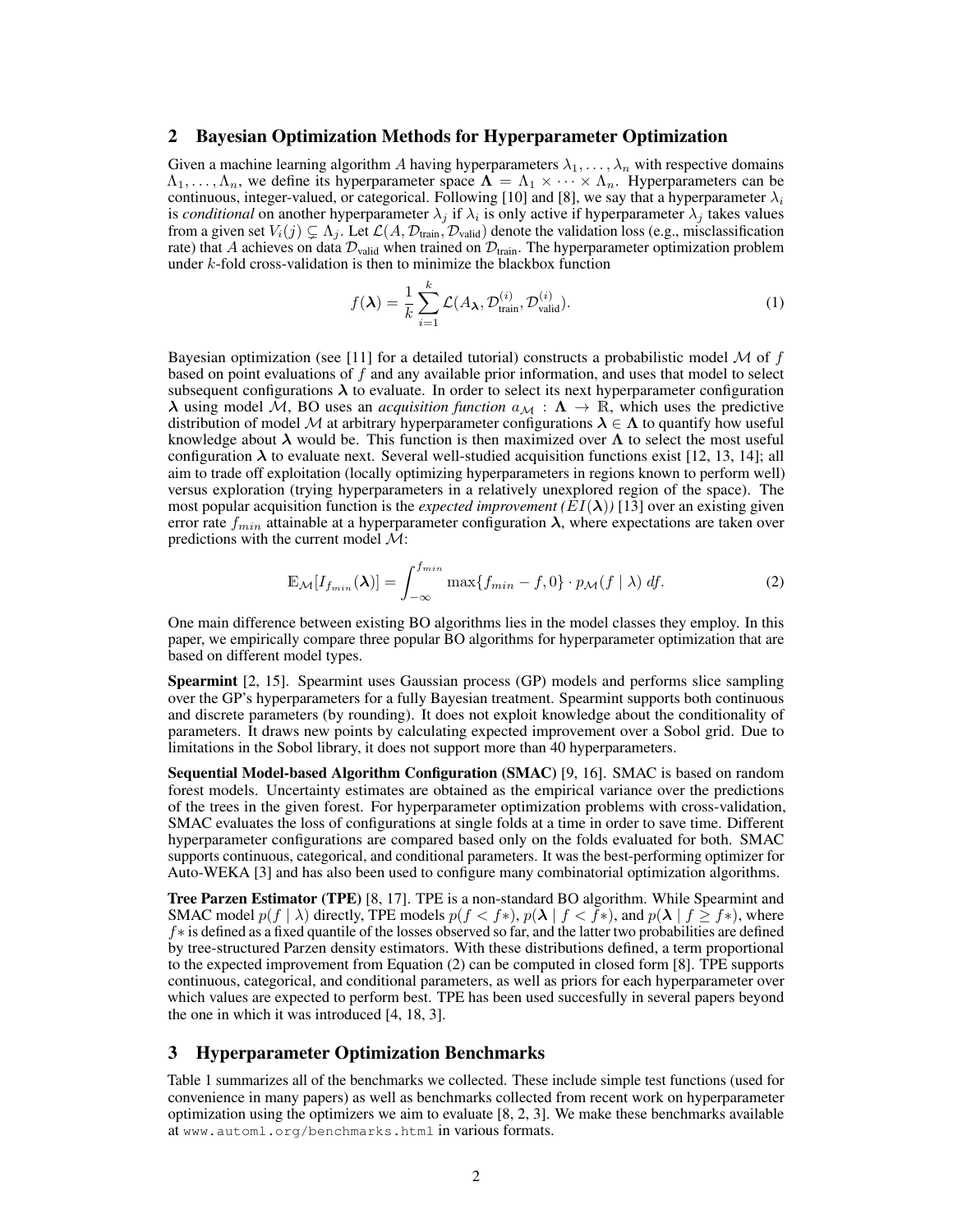## 2 Bayesian Optimization Methods for Hyperparameter Optimization

Given a machine learning algorithm $A$ having hyperparameters $\lambda_1, \ldots, \lambda_n$ with respective domains $\Lambda_1, \ldots, \Lambda_n$, we define its hyperparameter space $\mathbf{\Lambda} = \Lambda_1 \times \cdots \times \Lambda_n$. Hyperparameters can be continuous, integer-valued, or categorical. Following [10] and [8], we say that a hyperparameter $\lambda_i$ is *conditional* on another hyperparameter $\lambda_j$ if $\lambda_i$ is only active if hyperparameter $\lambda_j$ takes values from a given set $V_i(j) \subsetneq \Lambda_j$. Let $\mathcal{L}(A, \mathcal{D}_{\text{train}}, \mathcal{D}_{\text{valid}})$ denote the validation loss (e.g., misclassification rate) that $A$ achieves on data $\mathcal{D}_{\text{valid}}$ when trained on $\mathcal{D}_{\text{train}}$. The hyperparameter optimization problem under $k$-fold cross-validation is then to minimize the blackbox function

$$f(\boldsymbol{\lambda}) = \frac{1}{k} \sum_{i=1}^{k} \mathcal{L}(A_{\boldsymbol{\lambda}}, \mathcal{D}_{\text{train}}^{(i)}, \mathcal{D}_{\text{valid}}^{(i)}). \tag{1}$$

Bayesian optimization (see [11] for a detailed tutorial) constructs a probabilistic model $\mathcal{M}$ of $f$ based on point evaluations of $f$ and any available prior information, and uses that model to select subsequent configurations $\boldsymbol{\lambda}$ to evaluate. In order to select its next hyperparameter configuration $\boldsymbol{\lambda}$ using model $\mathcal{M}$, BO uses an *acquisition function* $a_{\mathcal{M}} : \mathbf{\Lambda} \rightarrow \mathbb{R}$, which uses the predictive distribution of model $\mathcal{M}$ at arbitrary hyperparameter configurations $\boldsymbol{\lambda} \in \mathbf{\Lambda}$ to quantify how useful knowledge about $\boldsymbol{\lambda}$ would be. This function is then maximized over $\mathbf{\Lambda}$ to select the most useful configuration $\boldsymbol{\lambda}$ to evaluate next. Several well-studied acquisition functions exist [12, 13, 14]; all aim to trade off exploitation (locally optimizing hyperparameters in regions known to perform well) versus exploration (trying hyperparameters in a relatively unexplored region of the space). The most popular acquisition function is the *expected improvement ($EI(\boldsymbol{\lambda})$)* [13] over an existing given error rate $f_{min}$ attainable at a hyperparameter configuration $\boldsymbol{\lambda}$, where expectations are taken over predictions with the current model $\mathcal{M}$:

$$\mathbb{E}_{\mathcal{M}}[I_{f_{min}}(\boldsymbol{\lambda})] = \int_{-\infty}^{f_{min}} \max\{f_{min} - f, 0\} \cdot p_{\mathcal{M}}(f \mid \lambda) \, df. \tag{2}$$

One main difference between existing BO algorithms lies in the model classes they employ. In this paper, we empirically compare three popular BO algorithms for hyperparameter optimization that are based on different model types.

**Spearmint** [2, 15]. Spearmint uses Gaussian process (GP) models and performs slice sampling over the GP's hyperparameters for a fully Bayesian treatment. Spearmint supports both continuous and discrete parameters (by rounding). It does not exploit knowledge about the conditionality of parameters. It draws new points by calculating expected improvement over a Sobol grid. Due to limitations in the Sobol library, it does not support more than 40 hyperparameters.

**Sequential Model-based Algorithm Configuration (SMAC)** [9, 16]. SMAC is based on random forest models. Uncertainty estimates are obtained as the empirical variance over the predictions of the trees in the given forest. For hyperparameter optimization problems with cross-validation, SMAC evaluates the loss of configurations at single folds at a time in order to save time. Different hyperparameter configurations are compared based only on the folds evaluated for both. SMAC supports continuous, categorical, and conditional parameters. It was the best-performing optimizer for Auto-WEKA [3] and has also been used to configure many combinatorial optimization algorithms.

**Tree Parzen Estimator (TPE)** [8, 17]. TPE is a non-standard BO algorithm. While Spearmint and SMAC model $p(f \mid \lambda)$ directly, TPE models $p(f < f*)$, $p(\boldsymbol{\lambda} \mid f < f*)$, and $p(\boldsymbol{\lambda} \mid f \geq f*)$, where $f*$ is defined as a fixed quantile of the losses observed so far, and the latter two probabilities are defined by tree-structured Parzen density estimators. With these distributions defined, a term proportional to the expected improvement from Equation (2) can be computed in closed form [8]. TPE supports continuous, categorical, and conditional parameters, as well as priors for each hyperparameter over which values are expected to perform best. TPE has been used succesfully in several papers beyond the one in which it was introduced [4, 18, 3].

## 3 Hyperparameter Optimization Benchmarks

Table 1 summarizes all of the benchmarks we collected. These include simple test functions (used for convenience in many papers) as well as benchmarks collected from recent work on hyperparameter optimization using the optimizers we aim to evaluate [8, 2, 3]. We make these benchmarks available at `www.automl.org/benchmarks.html` in various formats.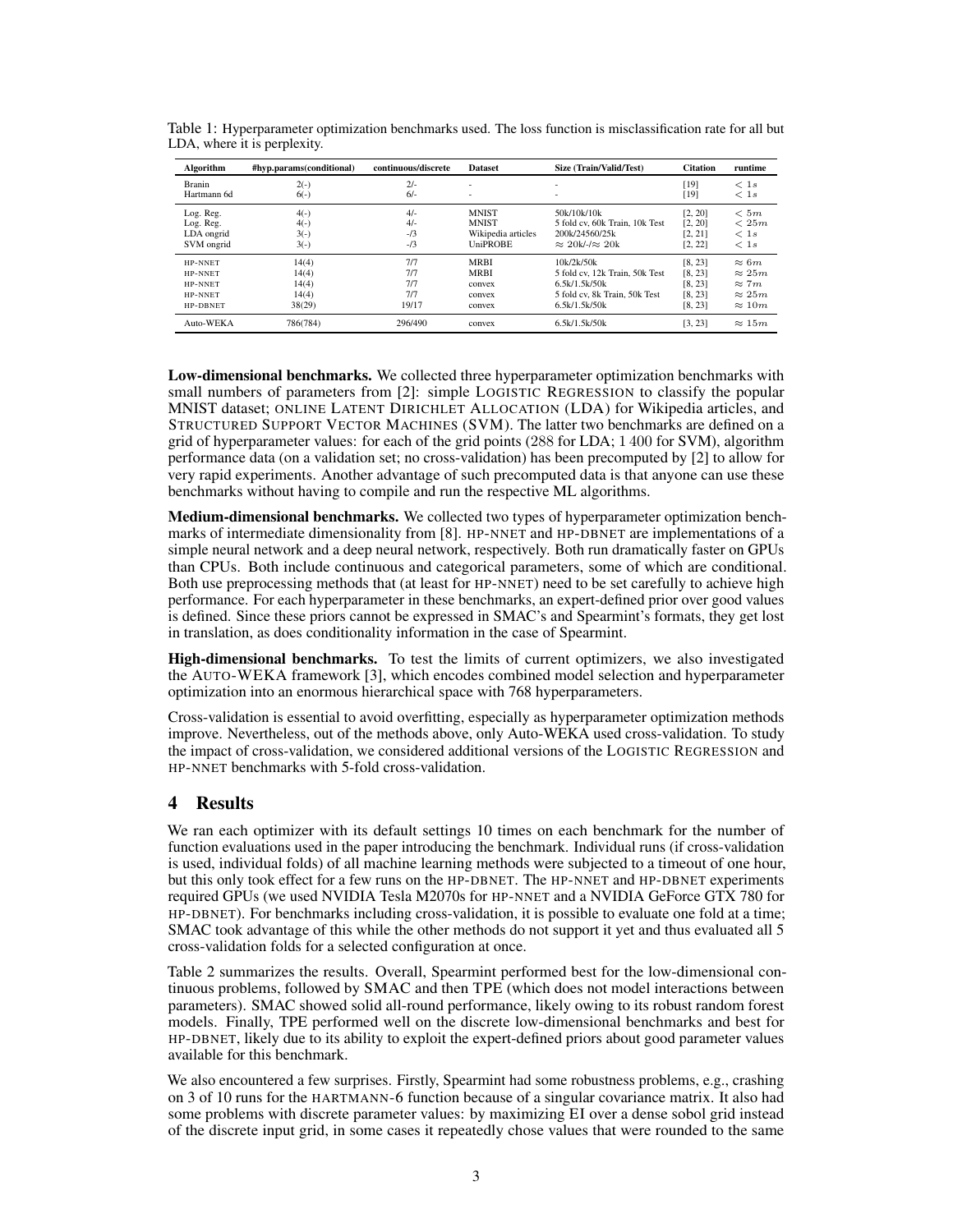Table 1: Hyperparameter optimization benchmarks used. The loss function is misclassification rate for all but LDA, where it is perplexity.

| Algorithm | #hyp.params(conditional) | continuous/discrete | Dataset | Size (Train/Valid/Test) | Citation | runtime |
|---|---|---|---|---|---|---|
| Branin | 2(-) | 2/- | - | - | [19] | $< 1s$ |
| Hartmann 6d | 6(-) | 6/- | - | - | [19] | $< 1s$ |
| Log. Reg. | 4(-) | 4/- | MNIST | 50k/10k/10k | [2, 20] | $< 5m$ |
| Log. Reg. | 4(-) | 4/- | MNIST | 5 fold cv, 60k Train, 10k Test | [2, 20] | $< 25m$ |
| LDA ongrid | 3(-) | -/3 | Wikipedia articles | 200k/24560/25k | [2, 21] | $< 1s$ |
| SVM ongrid | 3(-) | -/3 | UniPROBE | $\approx$ 20k/-/$\approx$ 20k | [2, 22] | $< 1s$ |
| HP-NNET | 14(4) | 7/7 | MRBI | 10k/2k/50k | [8, 23] | $\approx 6m$ |
| HP-NNET | 14(4) | 7/7 | MRBI | 5 fold cv, 12k Train, 50k Test | [8, 23] | $\approx 25m$ |
| HP-NNET | 14(4) | 7/7 | convex | 6.5k/1.5k/50k | [8, 23] | $\approx 7m$ |
| HP-NNET | 14(4) | 7/7 | convex | 5 fold cv, 8k Train, 50k Test | [8, 23] | $\approx 25m$ |
| HP-DBNET | 38(29) | 19/17 | convex | 6.5k/1.5k/50k | [8, 23] | $\approx 10m$ |
| Auto-WEKA | 786(784) | 296/490 | convex | 6.5k/1.5k/50k | [3, 23] | $\approx 15m$ |

**Low-dimensional benchmarks.** We collected three hyperparameter optimization benchmarks with small numbers of parameters from [2]: simple LOGISTIC REGRESSION to classify the popular MNIST dataset; ONLINE LATENT DIRICHLET ALLOCATION (LDA) for Wikipedia articles, and STRUCTURED SUPPORT VECTOR MACHINES (SVM). The latter two benchmarks are defined on a grid of hyperparameter values: for each of the grid points (288 for LDA; 1 400 for SVM), algorithm performance data (on a validation set; no cross-validation) has been precomputed by [2] to allow for very rapid experiments. Another advantage of such precomputed data is that anyone can use these benchmarks without having to compile and run the respective ML algorithms.

**Medium-dimensional benchmarks.** We collected two types of hyperparameter optimization benchmarks of intermediate dimensionality from [8]. HP-NNET and HP-DBNET are implementations of a simple neural network and a deep neural network, respectively. Both run dramatically faster on GPUs than CPUs. Both include continuous and categorical parameters, some of which are conditional. Both use preprocessing methods that (at least for HP-NNET) need to be set carefully to achieve high performance. For each hyperparameter in these benchmarks, an expert-defined prior over good values is defined. Since these priors cannot be expressed in SMAC's and Spearmint's formats, they get lost in translation, as does conditionality information in the case of Spearmint.

**High-dimensional benchmarks.** To test the limits of current optimizers, we also investigated the AUTO-WEKA framework [3], which encodes combined model selection and hyperparameter optimization into an enormous hierarchical space with 768 hyperparameters.

Cross-validation is essential to avoid overfitting, especially as hyperparameter optimization methods improve. Nevertheless, out of the methods above, only Auto-WEKA used cross-validation. To study the impact of cross-validation, we considered additional versions of the LOGISTIC REGRESSION and HP-NNET benchmarks with 5-fold cross-validation.

## 4 Results

We ran each optimizer with its default settings 10 times on each benchmark for the number of function evaluations used in the paper introducing the benchmark. Individual runs (if cross-validation is used, individual folds) of all machine learning methods were subjected to a timeout of one hour, but this only took effect for a few runs on the HP-DBNET. The HP-NNET and HP-DBNET experiments required GPUs (we used NVIDIA Tesla M2070s for HP-NNET and a NVIDIA GeForce GTX 780 for HP-DBNET). For benchmarks including cross-validation, it is possible to evaluate one fold at a time; SMAC took advantage of this while the other methods do not support it yet and thus evaluated all 5 cross-validation folds for a selected configuration at once.

Table 2 summarizes the results. Overall, Spearmint performed best for the low-dimensional continuous problems, followed by SMAC and then TPE (which does not model interactions between parameters). SMAC showed solid all-round performance, likely owing to its robust random forest models. Finally, TPE performed well on the discrete low-dimensional benchmarks and best for HP-DBNET, likely due to its ability to exploit the expert-defined priors about good parameter values available for this benchmark.

We also encountered a few surprises. Firstly, Spearmint had some robustness problems, e.g., crashing on 3 of 10 runs for the HARTMANN-6 function because of a singular covariance matrix. It also had some problems with discrete parameter values: by maximizing EI over a dense sobol grid instead of the discrete input grid, in some cases it repeatedly chose values that were rounded to the same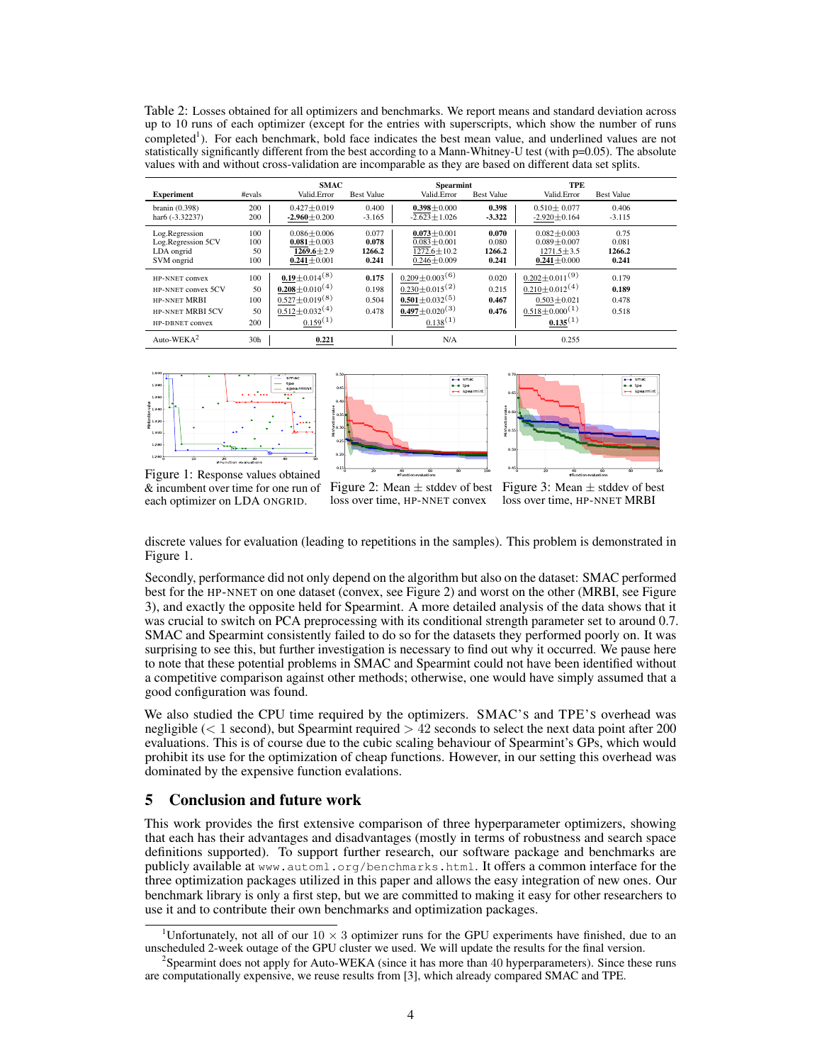Table 2: Losses obtained for all optimizers and benchmarks. We report means and standard deviation across up to 10 runs of each optimizer (except for the entries with superscripts, which show the number of runs completed[1]). For each benchmark, bold face indicates the best mean value, and underlined values are not statistically significantly different from the best according to a Mann-Whitney-U test (with p=0.05). The absolute values with and without cross-validation are incomparable as they are based on different data set splits.

| Experiment | #evals | SMAC | | Spearmint | | TPE | |
|---|---|---|---|---|---|---|---|
| | | Valid.Error | Best Value | Valid.Error | Best Value | Valid.Error | Best Value |
| branin (0.398) | 200 | 0.427±0.019 | 0.400 | **0.398**±0.000 | **0.398** | 0.510± 0.077 | 0.406 |
| har6 (-3.32237) | 200 | **-2.960**±0.200 | -3.165 | -2.623±1.026 | **-3.322** | -2.920±0.164 | -3.115 |
| Log.Regression | 100 | 0.086±0.006 | 0.077 | **0.073**±0.001 | **0.070** | 0.082±0.003 | 0.75 |
| Log.Regression 5CV | 100 | **0.081**±0.003 | **0.078** | 0.083±0.001 | 0.080 | 0.089±0.007 | 0.081 |
| LDA ongrid | 50 | **1269.6**±2.9 | **1266.2** | 1272.6±10.2 | **1266.2** | 1271.5±3.5 | **1266.2** |
| SVM ongrid | 100 | **0.241**±0.001 | **0.241** | 0.246±0.009 | **0.241** | **0.241**±0.000 | **0.241** |
| HP-NNET convex | 100 | **0.19**±0.014$^{(8)}$ | **0.175** | 0.209±0.003$^{(6)}$ | 0.020 | 0.202±0.011$^{(9)}$ | 0.179 |
| HP-NNET convex 5CV | 50 | **0.208**±0.010$^{(4)}$ | 0.198 | 0.230±0.015$^{(2)}$ | 0.215 | 0.210±0.012$^{(4)}$ | **0.189** |
| HP-NNET MRBI | 100 | 0.527±0.019$^{(8)}$ | 0.504 | **0.501**±0.032$^{(5)}$ | **0.467** | 0.503±0.021 | 0.478 |
| HP-NNET MRBI 5CV | 50 | 0.512±0.032$^{(4)}$ | 0.478 | **0.497**±0.020$^{(3)}$ | **0.476** | 0.518±0.000$^{(1)}$ | 0.518 |
| HP-DBNET convex | 200 | 0.159$^{(1)}$ | | 0.138$^{(1)}$ | | **0.135**$^{(1)}$ | |
| Auto-WEKA[2] | 30h | **0.221** | | N/A | | 0.255 | |

Figure 1: Response values obtained & incumbent over time for one run of each optimizer on LDA ONGRID.

Figure 2: Mean ± stddev of best loss over time, HP-NNET convex

Figure 3: Mean ± stddev of best loss over time, HP-NNET MRBI

discrete values for evaluation (leading to repetitions in the samples). This problem is demonstrated in Figure 1.

Secondly, performance did not only depend on the algorithm but also on the dataset: SMAC performed best for the HP-NNET on one dataset (convex, see Figure 2) and worst on the other (MRBI, see Figure 3), and exactly the opposite held for Spearmint. A more detailed analysis of the data shows that it was crucial to switch on PCA preprocessing with its conditional strength parameter set to around 0.7. SMAC and Spearmint consistently failed to do so for the datasets they performed poorly on. It was surprising to see this, but further investigation is necessary to find out why it occurred. We pause here to note that these potential problems in SMAC and Spearmint could not have been identified without a competitive comparison against other methods; otherwise, one would have simply assumed that a good configuration was found.

We also studied the CPU time required by the optimizers. SMAC's and TPE's overhead was negligible ($< 1$ second), but Spearmint required $> 42$ seconds to select the next data point after 200 evaluations. This is of course due to the cubic scaling behaviour of Spearmint's GPs, which would prohibit its use for the optimization of cheap functions. However, in our setting this overhead was dominated by the expensive function evalations.

## 5 Conclusion and future work

This work provides the first extensive comparison of three hyperparameter optimizers, showing that each has their advantages and disadvantages (mostly in terms of robustness and search space definitions supported). To support further research, our software package and benchmarks are publicly available at www.automl.org/benchmarks.html. It offers a common interface for the three optimization packages utilized in this paper and allows the easy integration of new ones. Our benchmark library is only a first step, but we are committed to making it easy for other researchers to use it and to contribute their own benchmarks and optimization packages.

[1]Unfortunately, not all of our $10 \times 3$ optimizer runs for the GPU experiments have finished, due to an unscheduled 2-week outage of the GPU cluster we used. We will update the results for the final version.

[2]Spearmint does not apply for Auto-WEKA (since it has more than 40 hyperparameters). Since these runs are computationally expensive, we reuse results from [3], which already compared SMAC and TPE.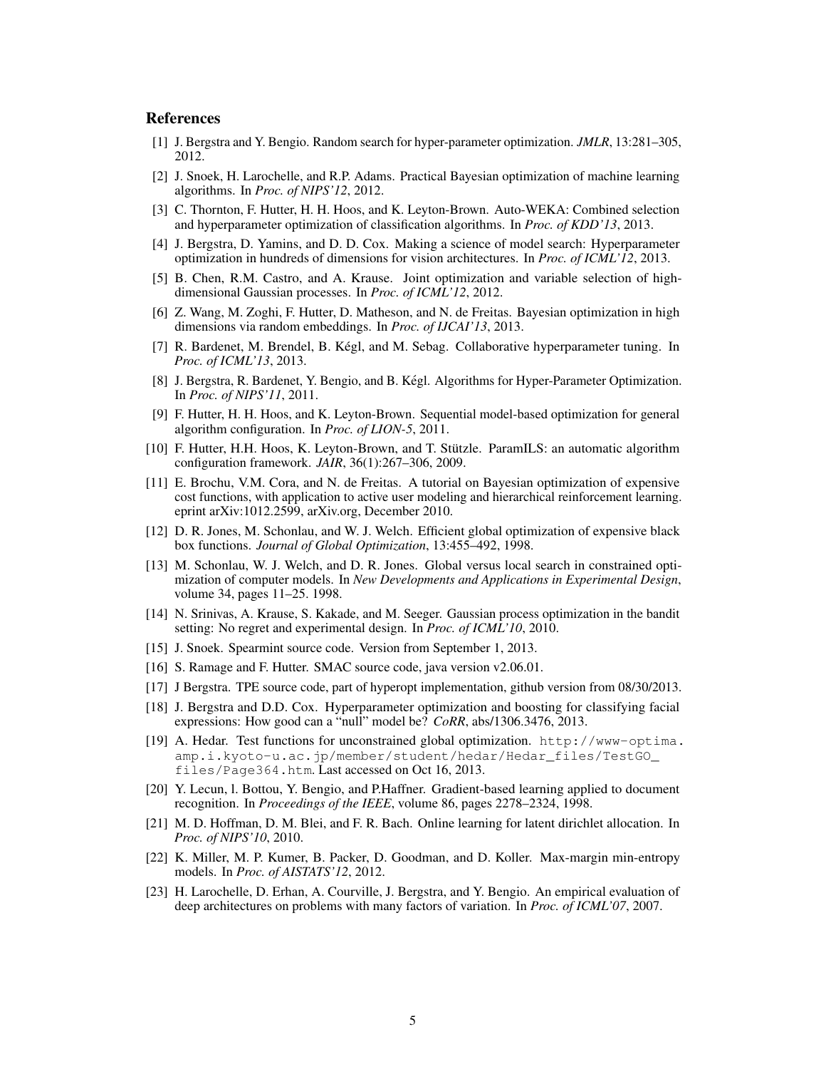## References

[1] J. Bergstra and Y. Bengio. Random search for hyper-parameter optimization. *JMLR*, 13:281–305, 2012.

[2] J. Snoek, H. Larochelle, and R.P. Adams. Practical Bayesian optimization of machine learning algorithms. In *Proc. of NIPS'12*, 2012.

[3] C. Thornton, F. Hutter, H. H. Hoos, and K. Leyton-Brown. Auto-WEKA: Combined selection and hyperparameter optimization of classification algorithms. In *Proc. of KDD'13*, 2013.

[4] J. Bergstra, D. Yamins, and D. D. Cox. Making a science of model search: Hyperparameter optimization in hundreds of dimensions for vision architectures. In *Proc. of ICML'12*, 2013.

[5] B. Chen, R.M. Castro, and A. Krause. Joint optimization and variable selection of high-dimensional Gaussian processes. In *Proc. of ICML'12*, 2012.

[6] Z. Wang, M. Zoghi, F. Hutter, D. Matheson, and N. de Freitas. Bayesian optimization in high dimensions via random embeddings. In *Proc. of IJCAI'13*, 2013.

[7] R. Bardenet, M. Brendel, B. Kégl, and M. Sebag. Collaborative hyperparameter tuning. In *Proc. of ICML'13*, 2013.

[8] J. Bergstra, R. Bardenet, Y. Bengio, and B. Kégl. Algorithms for Hyper-Parameter Optimization. In *Proc. of NIPS'11*, 2011.

[9] F. Hutter, H. H. Hoos, and K. Leyton-Brown. Sequential model-based optimization for general algorithm configuration. In *Proc. of LION-5*, 2011.

[10] F. Hutter, H.H. Hoos, K. Leyton-Brown, and T. Stützle. ParamILS: an automatic algorithm configuration framework. *JAIR*, 36(1):267–306, 2009.

[11] E. Brochu, V.M. Cora, and N. de Freitas. A tutorial on Bayesian optimization of expensive cost functions, with application to active user modeling and hierarchical reinforcement learning. eprint arXiv:1012.2599, arXiv.org, December 2010.

[12] D. R. Jones, M. Schonlau, and W. J. Welch. Efficient global optimization of expensive black box functions. *Journal of Global Optimization*, 13:455–492, 1998.

[13] M. Schonlau, W. J. Welch, and D. R. Jones. Global versus local search in constrained optimization of computer models. In *New Developments and Applications in Experimental Design*, volume 34, pages 11–25. 1998.

[14] N. Srinivas, A. Krause, S. Kakade, and M. Seeger. Gaussian process optimization in the bandit setting: No regret and experimental design. In *Proc. of ICML'10*, 2010.

[15] J. Snoek. Spearmint source code. Version from September 1, 2013.

[16] S. Ramage and F. Hutter. SMAC source code, java version v2.06.01.

[17] J Bergstra. TPE source code, part of hyperopt implementation, github version from 08/30/2013.

[18] J. Bergstra and D.D. Cox. Hyperparameter optimization and boosting for classifying facial expressions: How good can a "null" model be? *CoRR*, abs/1306.3476, 2013.

[19] A. Hedar. Test functions for unconstrained global optimization. `http://www-optima.amp.i.kyoto-u.ac.jp/member/student/hedar/Hedar_files/TestGO_files/Page364.htm`. Last accessed on Oct 16, 2013.

[20] Y. Lecun, l. Bottou, Y. Bengio, and P.Haffner. Gradient-based learning applied to document recognition. In *Proceedings of the IEEE*, volume 86, pages 2278–2324, 1998.

[21] M. D. Hoffman, D. M. Blei, and F. R. Bach. Online learning for latent dirichlet allocation. In *Proc. of NIPS'10*, 2010.

[22] K. Miller, M. P. Kumer, B. Packer, D. Goodman, and D. Koller. Max-margin min-entropy models. In *Proc. of AISTATS'12*, 2012.

[23] H. Larochelle, D. Erhan, A. Courville, J. Bergstra, and Y. Bengio. An empirical evaluation of deep architectures on problems with many factors of variation. In *Proc. of ICML'07*, 2007.